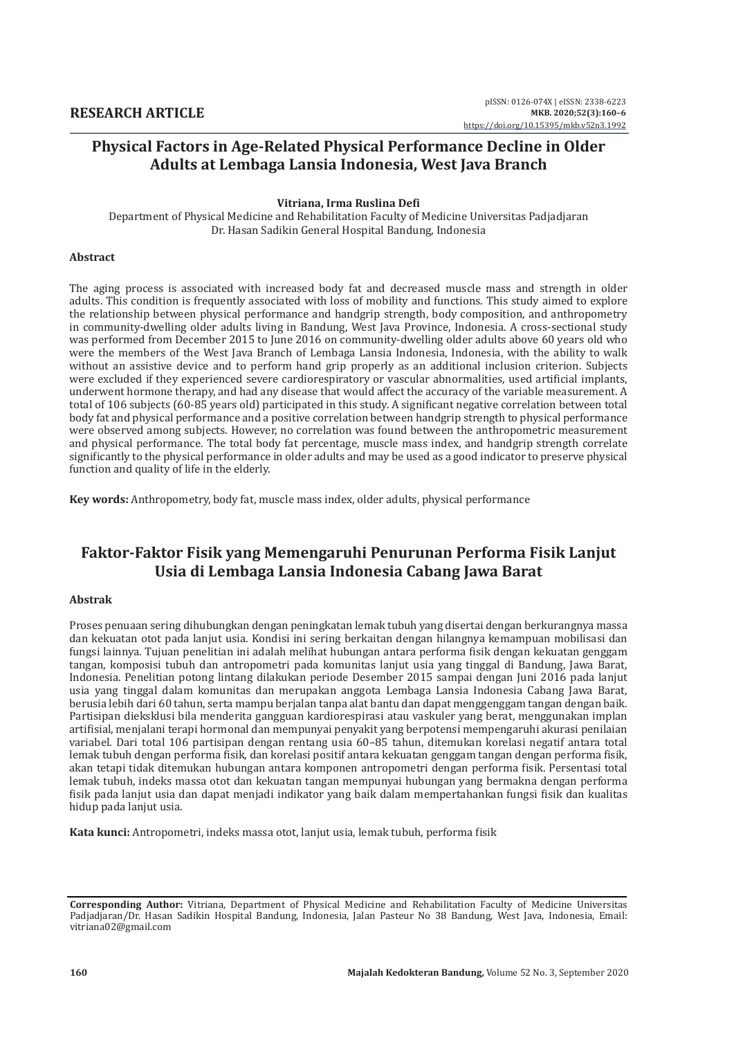**RESEARCH ARTICLE**

pISSN: 0126-074X | eISSN: 2338-6223
**MKB. 2020;52(3):160–6**
https://doi.org/10.15395/mkb.v52n3.1992

# Physical Factors in Age-Related Physical Performance Decline in Older Adults at Lembaga Lansia Indonesia, West Java Branch

**Vitriana, Irma Ruslina Defi**

Department of Physical Medicine and Rehabilitation Faculty of Medicine Universitas Padjadjaran Dr. Hasan Sadikin General Hospital Bandung, Indonesia

### Abstract

The aging process is associated with increased body fat and decreased muscle mass and strength in older adults. This condition is frequently associated with loss of mobility and functions. This study aimed to explore the relationship between physical performance and handgrip strength, body composition, and anthropometry in community-dwelling older adults living in Bandung, West Java Province, Indonesia. A cross-sectional study was performed from December 2015 to June 2016 on community-dwelling older adults above 60 years old who were the members of the West Java Branch of Lembaga Lansia Indonesia, Indonesia, with the ability to walk without an assistive device and to perform hand grip properly as an additional inclusion criterion. Subjects were excluded if they experienced severe cardiorespiratory or vascular abnormalities, used artificial implants, underwent hormone therapy, and had any disease that would affect the accuracy of the variable measurement. A total of 106 subjects (60-85 years old) participated in this study. A significant negative correlation between total body fat and physical performance and a positive correlation between handgrip strength to physical performance were observed among subjects. However, no correlation was found between the anthropometric measurement and physical performance. The total body fat percentage, muscle mass index, and handgrip strength correlate significantly to the physical performance in older adults and may be used as a good indicator to preserve physical function and quality of life in the elderly.

**Key words:** Anthropometry, body fat, muscle mass index, older adults, physical performance

# Faktor-Faktor Fisik yang Memengaruhi Penurunan Performa Fisik Lanjut Usia di Lembaga Lansia Indonesia Cabang Jawa Barat

### Abstrak

Proses penuaan sering dihubungkan dengan peningkatan lemak tubuh yang disertai dengan berkurangnya massa dan kekuatan otot pada lanjut usia. Kondisi ini sering berkaitan dengan hilangnya kemampuan mobilisasi dan fungsi lainnya. Tujuan penelitian ini adalah melihat hubungan antara performa fisik dengan kekuatan genggam tangan, komposisi tubuh dan antropometri pada komunitas lanjut usia yang tinggal di Bandung, Jawa Barat, Indonesia. Penelitian potong lintang dilakukan periode Desember 2015 sampai dengan Juni 2016 pada lanjut usia yang tinggal dalam komunitas dan merupakan anggota Lembaga Lansia Indonesia Cabang Jawa Barat, berusia lebih dari 60 tahun, serta mampu berjalan tanpa alat bantu dan dapat menggenggam tangan dengan baik. Partisipan dieksklusi bila menderita gangguan kardiorespirasi atau vaskuler yang berat, menggunakan implan artifisial, menjalani terapi hormonal dan mempunyai penyakit yang berpotensi mempengaruhi akurasi penilaian variabel. Dari total 106 partisipan dengan rentang usia 60–85 tahun, ditemukan korelasi negatif antara total lemak tubuh dengan performa fisik, dan korelasi positif antara kekuatan genggam tangan dengan performa fisik, akan tetapi tidak ditemukan hubungan antara komponen antropometri dengan performa fisik. Persentasi total lemak tubuh, indeks massa otot dan kekuatan tangan mempunyai hubungan yang bermakna dengan performa fisik pada lanjut usia dan dapat menjadi indikator yang baik dalam mempertahankan fungsi fisik dan kualitas hidup pada lanjut usia.

**Kata kunci:** Antropometri, indeks massa otot, lanjut usia, lemak tubuh, performa fisik

---

**Corresponding Author:** Vitriana, Department of Physical Medicine and Rehabilitation Faculty of Medicine Universitas Padjadjaran/Dr. Hasan Sadikin Hospital Bandung, Indonesia, Jalan Pasteur No 38 Bandung, West Java, Indonesia, Email: vitriana02@gmail.com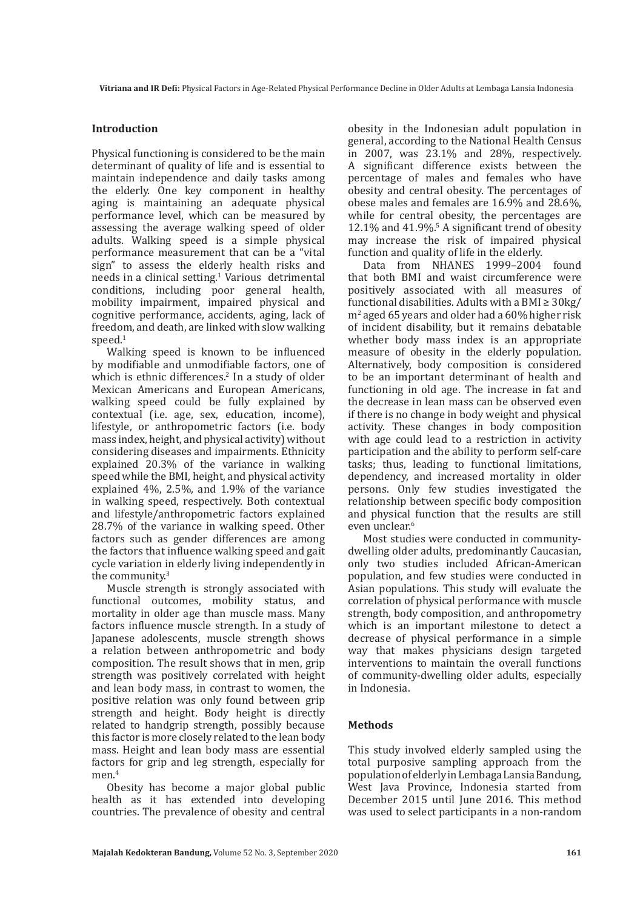## Introduction

Physical functioning is considered to be the main determinant of quality of life and is essential to maintain independence and daily tasks among the elderly. One key component in healthy aging is maintaining an adequate physical performance level, which can be measured by assessing the average walking speed of older adults. Walking speed is a simple physical performance measurement that can be a "vital sign" to assess the elderly health risks and needs in a clinical setting.[1] Various detrimental conditions, including poor general health, mobility impairment, impaired physical and cognitive performance, accidents, aging, lack of freedom, and death, are linked with slow walking speed.[1]

Walking speed is known to be influenced by modifiable and unmodifiable factors, one of which is ethnic differences.[2] In a study of older Mexican Americans and European Americans, walking speed could be fully explained by contextual (i.e. age, sex, education, income), lifestyle, or anthropometric factors (i.e. body mass index, height, and physical activity) without considering diseases and impairments. Ethnicity explained 20.3% of the variance in walking speed while the BMI, height, and physical activity explained 4%, 2.5%, and 1.9% of the variance in walking speed, respectively. Both contextual and lifestyle/anthropometric factors explained 28.7% of the variance in walking speed. Other factors such as gender differences are among the factors that influence walking speed and gait cycle variation in elderly living independently in the community.[3]

Muscle strength is strongly associated with functional outcomes, mobility status, and mortality in older age than muscle mass. Many factors influence muscle strength. In a study of Japanese adolescents, muscle strength shows a relation between anthropometric and body composition. The result shows that in men, grip strength was positively correlated with height and lean body mass, in contrast to women, the positive relation was only found between grip strength and height. Body height is directly related to handgrip strength, possibly because this factor is more closely related to the lean body mass. Height and lean body mass are essential factors for grip and leg strength, especially for men.[4]

Obesity has become a major global public health as it has extended into developing countries. The prevalence of obesity and central obesity in the Indonesian adult population in general, according to the National Health Census in 2007, was 23.1% and 28%, respectively. A significant difference exists between the percentage of males and females who have obesity and central obesity. The percentages of obese males and females are 16.9% and 28.6%, while for central obesity, the percentages are 12.1% and 41.9%.[5] A significant trend of obesity may increase the risk of impaired physical function and quality of life in the elderly.

Data from NHANES 1999–2004 found that both BMI and waist circumference were positively associated with all measures of functional disabilities. Adults with a BMI ≥ 30kg/m$^2$ aged 65 years and older had a 60% higher risk of incident disability, but it remains debatable whether body mass index is an appropriate measure of obesity in the elderly population. Alternatively, body composition is considered to be an important determinant of health and functioning in old age. The increase in fat and the decrease in lean mass can be observed even if there is no change in body weight and physical activity. These changes in body composition with age could lead to a restriction in activity participation and the ability to perform self-care tasks; thus, leading to functional limitations, dependency, and increased mortality in older persons. Only few studies investigated the relationship between specific body composition and physical function that the results are still even unclear.[6]

Most studies were conducted in community-dwelling older adults, predominantly Caucasian, only two studies included African-American population, and few studies were conducted in Asian populations. This study will evaluate the correlation of physical performance with muscle strength, body composition, and anthropometry which is an important milestone to detect a decrease of physical performance in a simple way that makes physicians design targeted interventions to maintain the overall functions of community-dwelling older adults, especially in Indonesia.

## Methods

This study involved elderly sampled using the total purposive sampling approach from the population of elderly in Lembaga Lansia Bandung, West Java Province, Indonesia started from December 2015 until June 2016. This method was used to select participants in a non-random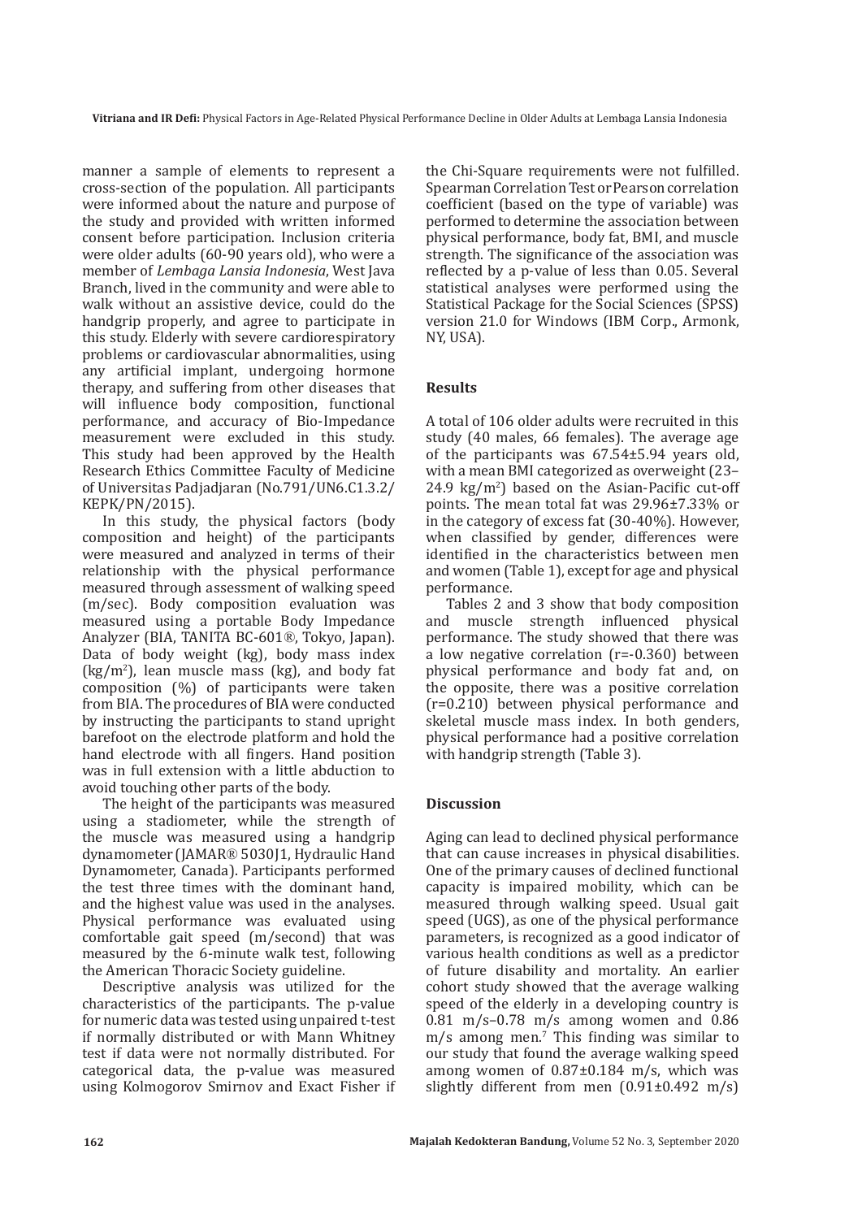manner a sample of elements to represent a cross-section of the population. All participants were informed about the nature and purpose of the study and provided with written informed consent before participation. Inclusion criteria were older adults (60-90 years old), who were a member of *Lembaga Lansia Indonesia*, West Java Branch, lived in the community and were able to walk without an assistive device, could do the handgrip properly, and agree to participate in this study. Elderly with severe cardiorespiratory problems or cardiovascular abnormalities, using any artificial implant, undergoing hormone therapy, and suffering from other diseases that will influence body composition, functional performance, and accuracy of Bio-Impedance measurement were excluded in this study. This study had been approved by the Health Research Ethics Committee Faculty of Medicine of Universitas Padjadjaran (No.791/UN6.C1.3.2/KEPK/PN/2015).

In this study, the physical factors (body composition and height) of the participants were measured and analyzed in terms of their relationship with the physical performance measured through assessment of walking speed (m/sec). Body composition evaluation was measured using a portable Body Impedance Analyzer (BIA, TANITA BC-601®, Tokyo, Japan). Data of body weight (kg), body mass index ($kg/m^2$), lean muscle mass (kg), and body fat composition (%) of participants were taken from BIA. The procedures of BIA were conducted by instructing the participants to stand upright barefoot on the electrode platform and hold the hand electrode with all fingers. Hand position was in full extension with a little abduction to avoid touching other parts of the body.

The height of the participants was measured using a stadiometer, while the strength of the muscle was measured using a handgrip dynamometer (JAMAR® 5030J1, Hydraulic Hand Dynamometer, Canada). Participants performed the test three times with the dominant hand, and the highest value was used in the analyses. Physical performance was evaluated using comfortable gait speed (m/second) that was measured by the 6-minute walk test, following the American Thoracic Society guideline.

Descriptive analysis was utilized for the characteristics of the participants. The p-value for numeric data was tested using unpaired t-test if normally distributed or with Mann Whitney test if data were not normally distributed. For categorical data, the p-value was measured using Kolmogorov Smirnov and Exact Fisher if the Chi-Square requirements were not fulfilled. Spearman Correlation Test or Pearson correlation coefficient (based on the type of variable) was performed to determine the association between physical performance, body fat, BMI, and muscle strength. The significance of the association was reflected by a p-value of less than 0.05. Several statistical analyses were performed using the Statistical Package for the Social Sciences (SPSS) version 21.0 for Windows (IBM Corp., Armonk, NY, USA).

## Results

A total of 106 older adults were recruited in this study (40 males, 66 females). The average age of the participants was 67.54±5.94 years old, with a mean BMI categorized as overweight (23–24.9 $kg/m^2$) based on the Asian-Pacific cut-off points. The mean total fat was 29.96±7.33% or in the category of excess fat (30-40%). However, when classified by gender, differences were identified in the characteristics between men and women (Table 1), except for age and physical performance.

Tables 2 and 3 show that body composition and muscle strength influenced physical performance. The study showed that there was a low negative correlation (r=-0.360) between physical performance and body fat and, on the opposite, there was a positive correlation (r=0.210) between physical performance and skeletal muscle mass index. In both genders, physical performance had a positive correlation with handgrip strength (Table 3).

## Discussion

Aging can lead to declined physical performance that can cause increases in physical disabilities. One of the primary causes of declined functional capacity is impaired mobility, which can be measured through walking speed. Usual gait speed (UGS), as one of the physical performance parameters, is recognized as a good indicator of various health conditions as well as a predictor of future disability and mortality. An earlier cohort study showed that the average walking speed of the elderly in a developing country is 0.81 m/s–0.78 m/s among women and 0.86 m/s among men.[7] This finding was similar to our study that found the average walking speed among women of 0.87±0.184 m/s, which was slightly different from men (0.91±0.492 m/s)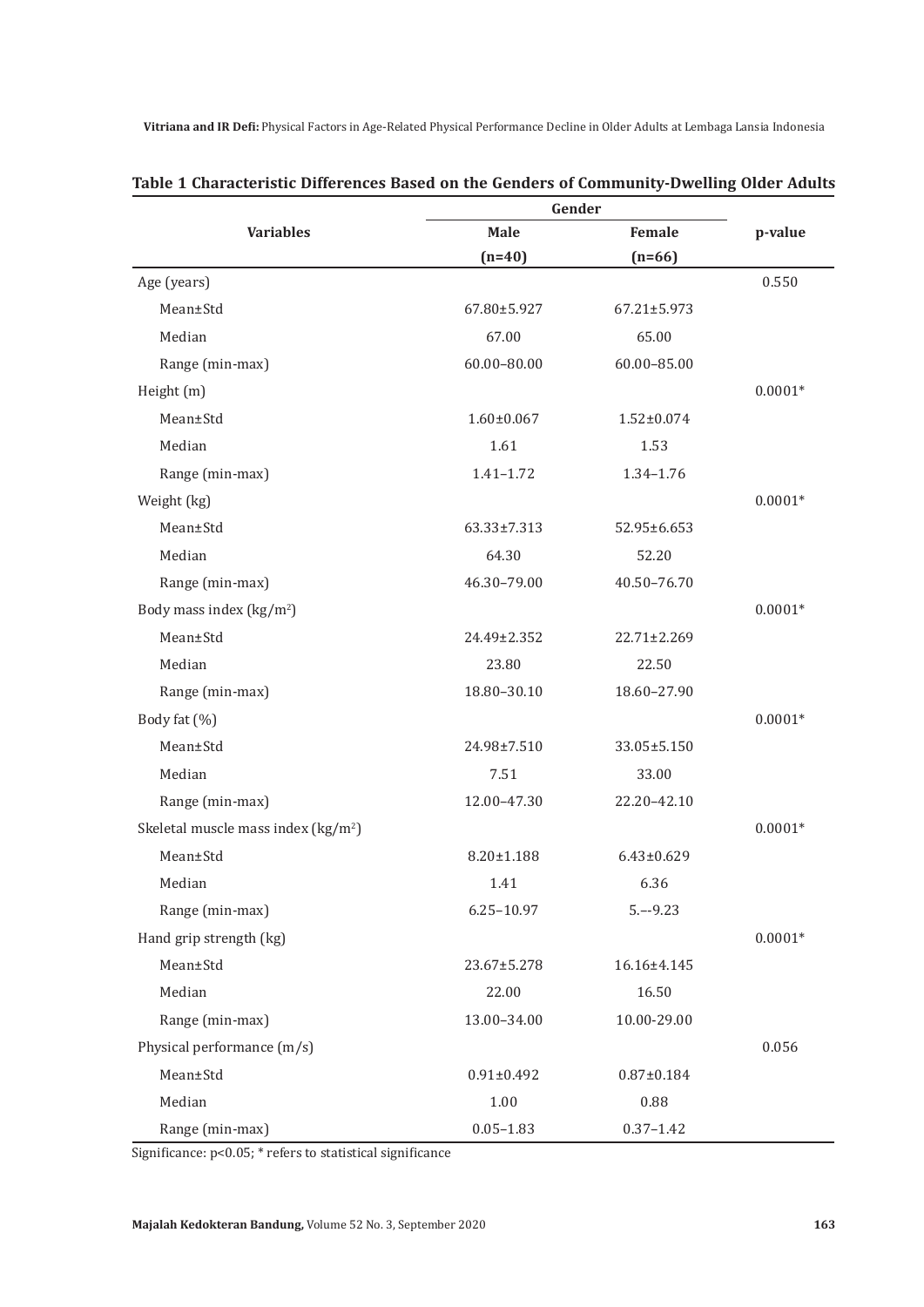**Table 1 Characteristic Differences Based on the Genders of Community-Dwelling Older Adults**

| Variables | Gender | | p-value |
|---|---|---|---|
| | Male (n=40) | Female (n=66) | |
| Age (years) | | | 0.550 |
| Mean±Std | 67.80±5.927 | 67.21±5.973 | |
| Median | 67.00 | 65.00 | |
| Range (min-max) | 60.00–80.00 | 60.00–85.00 | |
| Height (m) | | | 0.0001* |
| Mean±Std | 1.60±0.067 | 1.52±0.074 | |
| Median | 1.61 | 1.53 | |
| Range (min-max) | 1.41–1.72 | 1.34–1.76 | |
| Weight (kg) | | | 0.0001* |
| Mean±Std | 63.33±7.313 | 52.95±6.653 | |
| Median | 64.30 | 52.20 | |
| Range (min-max) | 46.30–79.00 | 40.50–76.70 | |
| Body mass index (kg/m$^2$) | | | 0.0001* |
| Mean±Std | 24.49±2.352 | 22.71±2.269 | |
| Median | 23.80 | 22.50 | |
| Range (min-max) | 18.80–30.10 | 18.60–27.90 | |
| Body fat (%) | | | 0.0001* |
| Mean±Std | 24.98±7.510 | 33.05±5.150 | |
| Median | 7.51 | 33.00 | |
| Range (min-max) | 12.00–47.30 | 22.20–42.10 | |
| Skeletal muscle mass index (kg/m$^2$) | | | 0.0001* |
| Mean±Std | 8.20±1.188 | 6.43±0.629 | |
| Median | 1.41 | 6.36 | |
| Range (min-max) | 6.25–10.97 | 5.--9.23 | |
| Hand grip strength (kg) | | | 0.0001* |
| Mean±Std | 23.67±5.278 | 16.16±4.145 | |
| Median | 22.00 | 16.50 | |
| Range (min-max) | 13.00–34.00 | 10.00-29.00 | |
| Physical performance (m/s) | | | 0.056 |
| Mean±Std | 0.91±0.492 | 0.87±0.184 | |
| Median | 1.00 | 0.88 | |
| Range (min-max) | 0.05–1.83 | 0.37–1.42 | |

Significance: p<0.05; * refers to statistical significance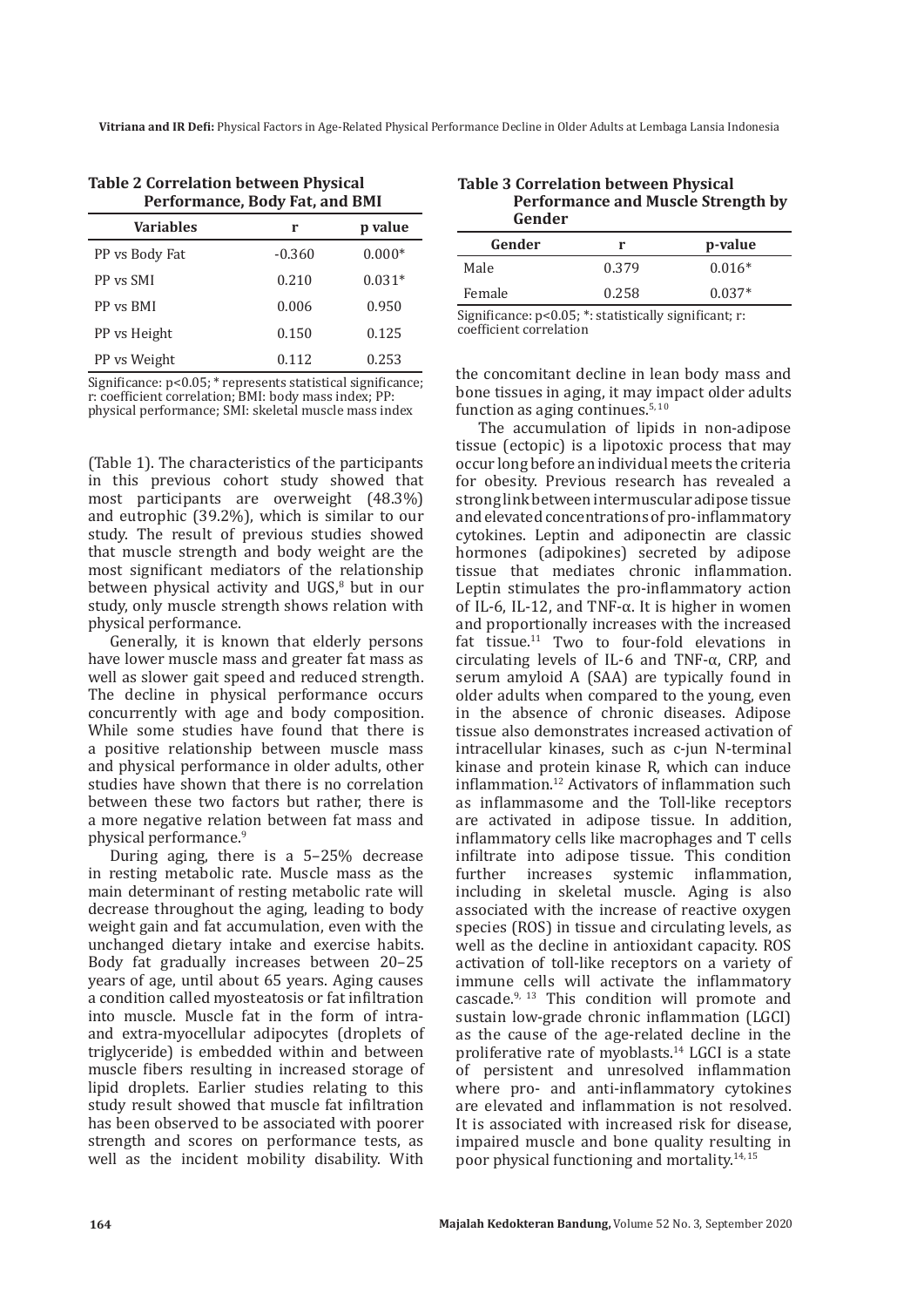**Table 2 Correlation between Physical Performance, Body Fat, and BMI**

| Variables | r | p value |
|---|---|---|
| PP vs Body Fat | -0.360 | 0.000* |
| PP vs SMI | 0.210 | 0.031* |
| PP vs BMI | 0.006 | 0.950 |
| PP vs Height | 0.150 | 0.125 |
| PP vs Weight | 0.112 | 0.253 |

Significance: p<0.05; * represents statistical significance; r: coefficient correlation; BMI: body mass index; PP: physical performance; SMI: skeletal muscle mass index

(Table 1). The characteristics of the participants in this previous cohort study showed that most participants are overweight (48.3%) and eutrophic (39.2%), which is similar to our study. The result of previous studies showed that muscle strength and body weight are the most significant mediators of the relationship between physical activity and UGS,[8] but in our study, only muscle strength shows relation with physical performance.

Generally, it is known that elderly persons have lower muscle mass and greater fat mass as well as slower gait speed and reduced strength. The decline in physical performance occurs concurrently with age and body composition. While some studies have found that there is a positive relationship between muscle mass and physical performance in older adults, other studies have shown that there is no correlation between these two factors but rather, there is a more negative relation between fat mass and physical performance.[9]

During aging, there is a 5–25% decrease in resting metabolic rate. Muscle mass as the main determinant of resting metabolic rate will decrease throughout the aging, leading to body weight gain and fat accumulation, even with the unchanged dietary intake and exercise habits. Body fat gradually increases between 20–25 years of age, until about 65 years. Aging causes a condition called myosteatosis or fat infiltration into muscle. Muscle fat in the form of intra- and extra-myocellular adipocytes (droplets of triglyceride) is embedded within and between muscle fibers resulting in increased storage of lipid droplets. Earlier studies relating to this study result showed that muscle fat infiltration has been observed to be associated with poorer strength and scores on performance tests, as well as the incident mobility disability. With

**Table 3 Correlation between Physical Performance and Muscle Strength by Gender**

| Gender | r | p-value |
|---|---|---|
| Male | 0.379 | 0.016* |
| Female | 0.258 | 0.037* |

Significance: p<0.05; *: statistically significant; r: coefficient correlation

the concomitant decline in lean body mass and bone tissues in aging, it may impact older adults function as aging continues.[5,10]

The accumulation of lipids in non-adipose tissue (ectopic) is a lipotoxic process that may occur long before an individual meets the criteria for obesity. Previous research has revealed a strong link between intermuscular adipose tissue and elevated concentrations of pro-inflammatory cytokines. Leptin and adiponectin are classic hormones (adipokines) secreted by adipose tissue that mediates chronic inflammation. Leptin stimulates the pro-inflammatory action of IL-6, IL-12, and TNF-α. It is higher in women and proportionally increases with the increased fat tissue.[11] Two to four-fold elevations in circulating levels of IL-6 and TNF-α, CRP, and serum amyloid A (SAA) are typically found in older adults when compared to the young, even in the absence of chronic diseases. Adipose tissue also demonstrates increased activation of intracellular kinases, such as c-jun N-terminal kinase and protein kinase R, which can induce inflammation.[12] Activators of inflammation such as inflammasome and the Toll-like receptors are activated in adipose tissue. In addition, inflammatory cells like macrophages and T cells infiltrate into adipose tissue. This condition further increases systemic inflammation, including in skeletal muscle. Aging is also associated with the increase of reactive oxygen species (ROS) in tissue and circulating levels, as well as the decline in antioxidant capacity. ROS activation of toll-like receptors on a variety of immune cells will activate the inflammatory cascade.[9,13] This condition will promote and sustain low-grade chronic inflammation (LGCI) as the cause of the age-related decline in the proliferative rate of myoblasts.[14] LGCI is a state of persistent and unresolved inflammation where pro- and anti-inflammatory cytokines are elevated and inflammation is not resolved. It is associated with increased risk for disease, impaired muscle and bone quality resulting in poor physical functioning and mortality.[14,15]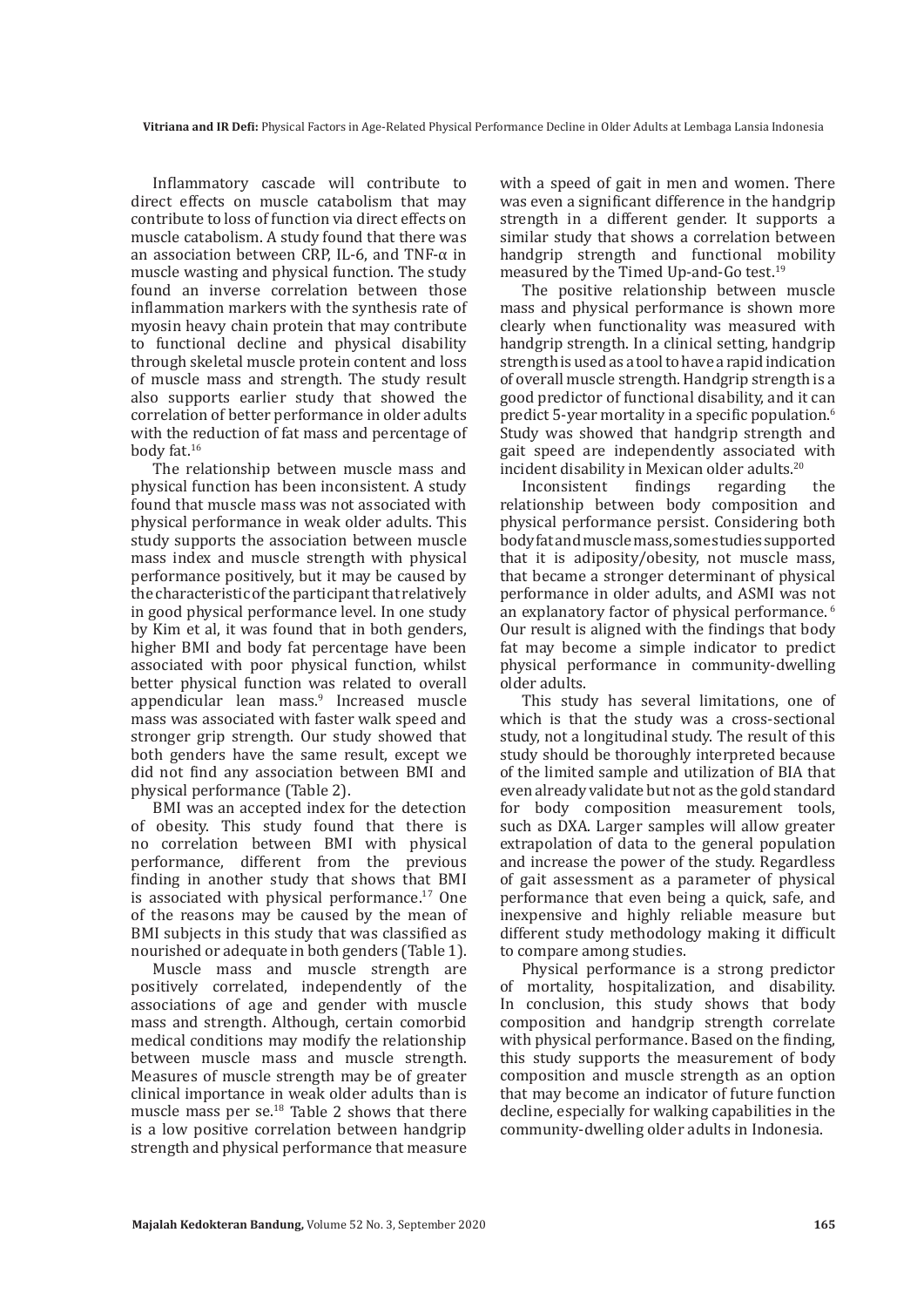Inflammatory cascade will contribute to direct effects on muscle catabolism that may contribute to loss of function via direct effects on muscle catabolism. A study found that there was an association between CRP, IL-6, and TNF-α in muscle wasting and physical function. The study found an inverse correlation between those inflammation markers with the synthesis rate of myosin heavy chain protein that may contribute to functional decline and physical disability through skeletal muscle protein content and loss of muscle mass and strength. The study result also supports earlier study that showed the correlation of better performance in older adults with the reduction of fat mass and percentage of body fat.[16]

The relationship between muscle mass and physical function has been inconsistent. A study found that muscle mass was not associated with physical performance in weak older adults. This study supports the association between muscle mass index and muscle strength with physical performance positively, but it may be caused by the characteristic of the participant that relatively in good physical performance level. In one study by Kim et al, it was found that in both genders, higher BMI and body fat percentage have been associated with poor physical function, whilst better physical function was related to overall appendicular lean mass.[9] Increased muscle mass was associated with faster walk speed and stronger grip strength. Our study showed that both genders have the same result, except we did not find any association between BMI and physical performance (Table 2).

BMI was an accepted index for the detection of obesity. This study found that there is no correlation between BMI with physical performance, different from the previous finding in another study that shows that BMI is associated with physical performance.[17] One of the reasons may be caused by the mean of BMI subjects in this study that was classified as nourished or adequate in both genders (Table 1).

Muscle mass and muscle strength are positively correlated, independently of the associations of age and gender with muscle mass and strength. Although, certain comorbid medical conditions may modify the relationship between muscle mass and muscle strength. Measures of muscle strength may be of greater clinical importance in weak older adults than is muscle mass per se.[18] Table 2 shows that there is a low positive correlation between handgrip strength and physical performance that measure with a speed of gait in men and women. There was even a significant difference in the handgrip strength in a different gender. It supports a similar study that shows a correlation between handgrip strength and functional mobility measured by the Timed Up-and-Go test.[19]

The positive relationship between muscle mass and physical performance is shown more clearly when functionality was measured with handgrip strength. In a clinical setting, handgrip strength is used as a tool to have a rapid indication of overall muscle strength. Handgrip strength is a good predictor of functional disability, and it can predict 5-year mortality in a specific population.[6] Study was showed that handgrip strength and gait speed are independently associated with incident disability in Mexican older adults.[20]

Inconsistent findings regarding the relationship between body composition and physical performance persist. Considering both body fat and muscle mass, some studies supported that it is adiposity/obesity, not muscle mass, that became a stronger determinant of physical performance in older adults, and ASMI was not an explanatory factor of physical performance.[6] Our result is aligned with the findings that body fat may become a simple indicator to predict physical performance in community-dwelling older adults.

This study has several limitations, one of which is that the study was a cross-sectional study, not a longitudinal study. The result of this study should be thoroughly interpreted because of the limited sample and utilization of BIA that even already validate but not as the gold standard for body composition measurement tools, such as DXA. Larger samples will allow greater extrapolation of data to the general population and increase the power of the study. Regardless of gait assessment as a parameter of physical performance that even being a quick, safe, and inexpensive and highly reliable measure but different study methodology making it difficult to compare among studies.

Physical performance is a strong predictor of mortality, hospitalization, and disability. In conclusion, this study shows that body composition and handgrip strength correlate with physical performance. Based on the finding, this study supports the measurement of body composition and muscle strength as an option that may become an indicator of future function decline, especially for walking capabilities in the community-dwelling older adults in Indonesia.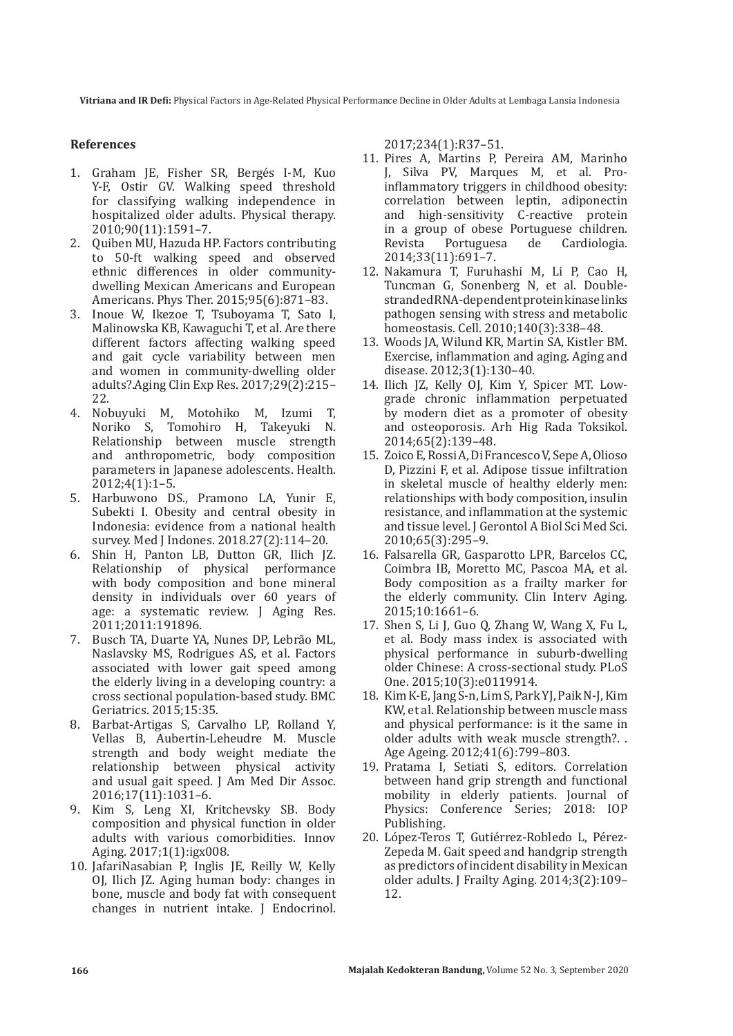## References

1. Graham JE, Fisher SR, Bergés I-M, Kuo Y-F, Ostir GV. Walking speed threshold for classifying walking independence in hospitalized older adults. Physical therapy. 2010;90(11):1591–7.
2. Quiben MU, Hazuda HP. Factors contributing to 50-ft walking speed and observed ethnic differences in older community-dwelling Mexican Americans and European Americans. Phys Ther. 2015;95(6):871–83.
3. Inoue W, Ikezoe T, Tsuboyama T, Sato I, Malinowska KB, Kawaguchi T, et al. Are there different factors affecting walking speed and gait cycle variability between men and women in community-dwelling older adults?.Aging Clin Exp Res. 2017;29(2):215–22.
4. Nobuyuki M, Motohiko M, Izumi T, Noriko S, Tomohiro H, Takeyuki N. Relationship between muscle strength and anthropometric, body composition parameters in Japanese adolescents. Health. 2012;4(1):1–5.
5. Harbuwono DS., Pramono LA, Yunir E, Subekti I. Obesity and central obesity in Indonesia: evidence from a national health survey. Med J Indones. 2018.27(2):114–20.
6. Shin H, Panton LB, Dutton GR, Ilich JZ. Relationship of physical performance with body composition and bone mineral density in individuals over 60 years of age: a systematic review. J Aging Res. 2011;2011:191896.
7. Busch TA, Duarte YA, Nunes DP, Lebrão ML, Naslavsky MS, Rodrigues AS, et al. Factors associated with lower gait speed among the elderly living in a developing country: a cross sectional population-based study. BMC Geriatrics. 2015;15:35.
8. Barbat-Artigas S, Carvalho LP, Rolland Y, Vellas B, Aubertin-Leheudre M. Muscle strength and body weight mediate the relationship between physical activity and usual gait speed. J Am Med Dir Assoc. 2016;17(11):1031–6.
9. Kim S, Leng XI, Kritchevsky SB. Body composition and physical function in older adults with various comorbidities. Innov Aging. 2017;1(1):igx008.
10. JafariNasabian P, Inglis JE, Reilly W, Kelly OJ, Ilich JZ. Aging human body: changes in bone, muscle and body fat with consequent changes in nutrient intake. J Endocrinol. 2017;234(1):R37–51.
11. Pires A, Martins P, Pereira AM, Marinho J, Silva PV, Marques M, et al. Pro-inflammatory triggers in childhood obesity: correlation between leptin, adiponectin and high-sensitivity C-reactive protein in a group of obese Portuguese children. Revista Portuguesa de Cardiologia. 2014;33(11):691–7.
12. Nakamura T, Furuhashi M, Li P, Cao H, Tuncman G, Sonenberg N, et al. Double-stranded RNA-dependent protein kinase links pathogen sensing with stress and metabolic homeostasis. Cell. 2010;140(3):338–48.
13. Woods JA, Wilund KR, Martin SA, Kistler BM. Exercise, inflammation and aging. Aging and disease. 2012;3(1):130–40.
14. Ilich JZ, Kelly OJ, Kim Y, Spicer MT. Low-grade chronic inflammation perpetuated by modern diet as a promoter of obesity and osteoporosis. Arh Hig Rada Toksikol. 2014;65(2):139–48.
15. Zoico E, Rossi A, Di Francesco V, Sepe A, Olioso D, Pizzini F, et al. Adipose tissue infiltration in skeletal muscle of healthy elderly men: relationships with body composition, insulin resistance, and inflammation at the systemic and tissue level. J Gerontol A Biol Sci Med Sci. 2010;65(3):295–9.
16. Falsarella GR, Gasparotto LPR, Barcelos CC, Coimbra IB, Moretto MC, Pascoa MA, et al. Body composition as a frailty marker for the elderly community. Clin Interv Aging. 2015;10:1661–6.
17. Shen S, Li J, Guo Q, Zhang W, Wang X, Fu L, et al. Body mass index is associated with physical performance in suburb-dwelling older Chinese: A cross-sectional study. PLoS One. 2015;10(3):e0119914.
18. Kim K-E, Jang S-n, Lim S, Park YJ, Paik N-J, Kim KW, et al. Relationship between muscle mass and physical performance: is it the same in older adults with weak muscle strength?. . Age Ageing. 2012;41(6):799–803.
19. Pratama I, Setiati S, editors. Correlation between hand grip strength and functional mobility in elderly patients. Journal of Physics: Conference Series; 2018: IOP Publishing.
20. López-Teros T, Gutiérrez-Robledo L, Pérez-Zepeda M. Gait speed and handgrip strength as predictors of incident disability in Mexican older adults. J Frailty Aging. 2014;3(2):109–12.